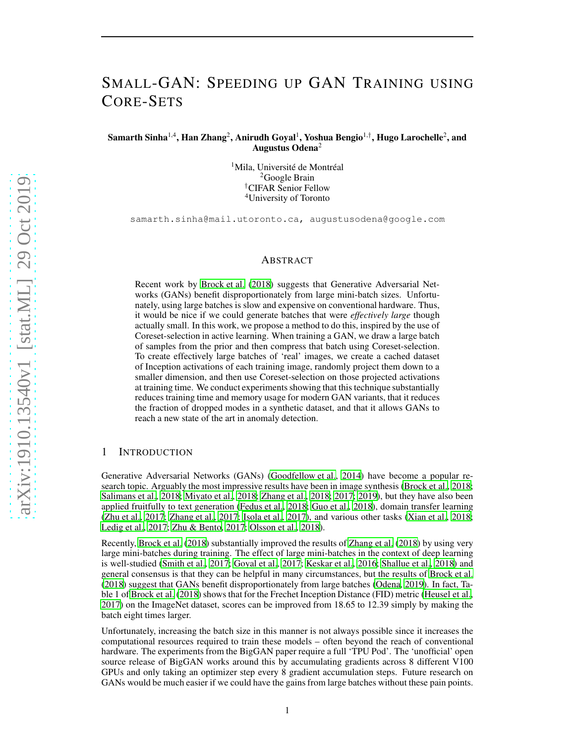# SMALL-GAN: SPEEDING UP GAN TRAINING USING CORE-SETS

**Samarth Sinha[1,4], Han Zhang[2], Anirudh Goyal[1], Yoshua Bengio[1,†], Hugo Larochelle[2], and Augustus Odena[2]**

[1]Mila, Université de Montréal
[2]Google Brain
[†]CIFAR Senior Fellow
[4]University of Toronto

samarth.sinha@mail.utoronto.ca, augustusodena@google.com

## ABSTRACT

Recent work by Brock et al. (2018) suggests that Generative Adversarial Networks (GANs) benefit disproportionately from large mini-batch sizes. Unfortunately, using large batches is slow and expensive on conventional hardware. Thus, it would be nice if we could generate batches that were *effectively large* though actually small. In this work, we propose a method to do this, inspired by the use of Coreset-selection in active learning. When training a GAN, we draw a large batch of samples from the prior and then compress that batch using Coreset-selection. To create effectively large batches of 'real' images, we create a cached dataset of Inception activations of each training image, randomly project them down to a smaller dimension, and then use Coreset-selection on those projected activations at training time. We conduct experiments showing that this technique substantially reduces training time and memory usage for modern GAN variants, that it reduces the fraction of dropped modes in a synthetic dataset, and that it allows GANs to reach a new state of the art in anomaly detection.

## 1 INTRODUCTION

Generative Adversarial Networks (GANs) (Goodfellow et al., 2014) have become a popular research topic. Arguably the most impressive results have been in image synthesis (Brock et al., 2018; Salimans et al., 2018; Miyato et al., 2018; Zhang et al., 2018; 2017; 2019), but they have also been applied fruitfully to text generation (Fedus et al., 2018; Guo et al., 2018), domain transfer learning (Zhu et al., 2017; Zhang et al., 2017; Isola et al., 2017), and various other tasks (Xian et al., 2018; Ledig et al., 2017; Zhu & Bento, 2017; Olsson et al., 2018).

Recently, Brock et al. (2018) substantially improved the results of Zhang et al. (2018) by using very large mini-batches during training. The effect of large mini-batches in the context of deep learning is well-studied (Smith et al., 2017; Goyal et al., 2017; Keskar et al., 2016; Shallue et al., 2018) and general consensus is that they can be helpful in many circumstances, but the results of Brock et al. (2018) suggest that GANs benefit disproportionately from large batches (Odena, 2019). In fact, Table 1 of Brock et al. (2018) shows that for the Frechet Inception Distance (FID) metric (Heusel et al., 2017) on the ImageNet dataset, scores can be improved from 18.65 to 12.39 simply by making the batch eight times larger.

Unfortunately, increasing the batch size in this manner is not always possible since it increases the computational resources required to train these models – often beyond the reach of conventional hardware. The experiments from the BigGAN paper require a full 'TPU Pod'. The 'unofficial' open source release of BigGAN works around this by accumulating gradients across 8 different V100 GPUs and only taking an optimizer step every 8 gradient accumulation steps. Future research on GANs would be much easier if we could have the gains from large batches without these pain points.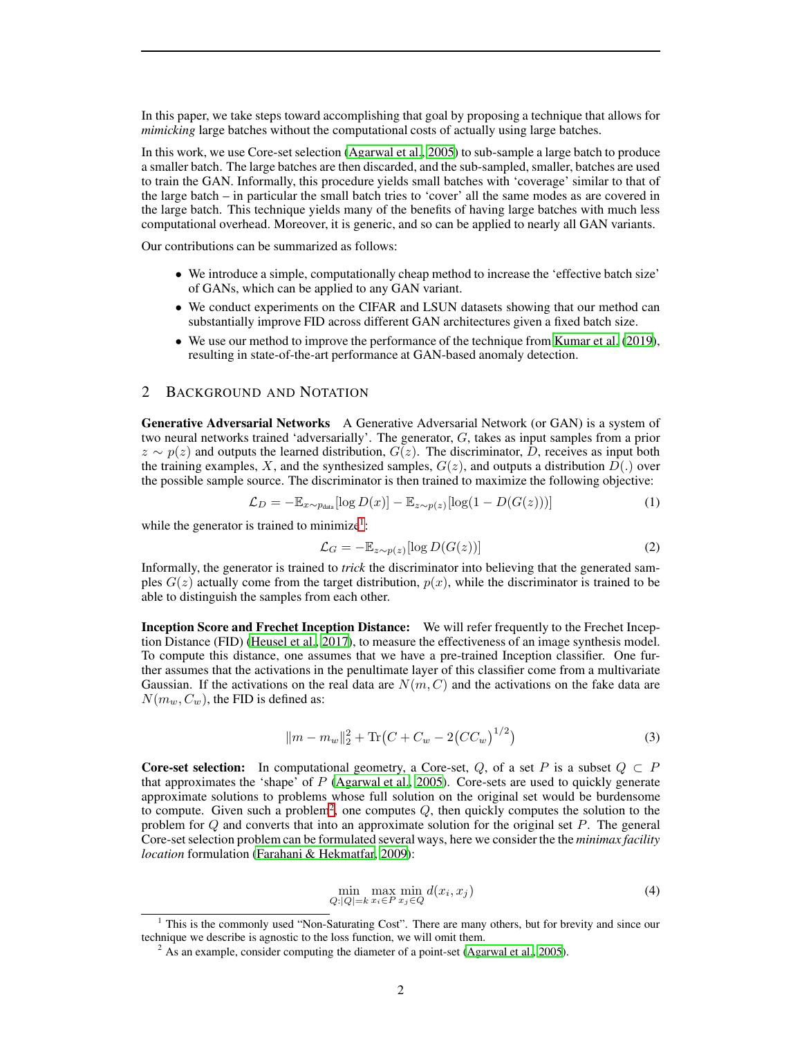In this paper, we take steps toward accomplishing that goal by proposing a technique that allows for *mimicking* large batches without the computational costs of actually using large batches.

In this work, we use Core-set selection (Agarwal et al., 2005) to sub-sample a large batch to produce a smaller batch. The large batches are then discarded, and the sub-sampled, smaller, batches are used to train the GAN. Informally, this procedure yields small batches with 'coverage' similar to that of the large batch – in particular the small batch tries to 'cover' all the same modes as are covered in the large batch. This technique yields many of the benefits of having large batches with much less computational overhead. Moreover, it is generic, and so can be applied to nearly all GAN variants.

Our contributions can be summarized as follows:

- We introduce a simple, computationally cheap method to increase the 'effective batch size' of GANs, which can be applied to any GAN variant.
- We conduct experiments on the CIFAR and LSUN datasets showing that our method can substantially improve FID across different GAN architectures given a fixed batch size.
- We use our method to improve the performance of the technique from Kumar et al. (2019), resulting in state-of-the-art performance at GAN-based anomaly detection.

## 2 Background and Notation

**Generative Adversarial Networks** A Generative Adversarial Network (or GAN) is a system of two neural networks trained 'adversarially'. The generator, $G$, takes as input samples from a prior $z \sim p(z)$ and outputs the learned distribution, $G(z)$. The discriminator, $D$, receives as input both the training examples, $X$, and the synthesized samples, $G(z)$, and outputs a distribution $D(.)$ over the possible sample source. The discriminator is then trained to maximize the following objective:

$$\mathcal{L}_D = -\mathbb{E}_{x \sim p_{\text{data}}}[\log D(x)] - \mathbb{E}_{z \sim p(z)}[\log(1 - D(G(z)))] \tag{1}$$

while the generator is trained to minimize[1]:

$$\mathcal{L}_G = -\mathbb{E}_{z \sim p(z)}[\log D(G(z))] \tag{2}$$

Informally, the generator is trained to *trick* the discriminator into believing that the generated samples $G(z)$ actually come from the target distribution, $p(x)$, while the discriminator is trained to be able to distinguish the samples from each other.

**Inception Score and Frechet Inception Distance:** We will refer frequently to the Frechet Inception Distance (FID) (Heusel et al., 2017), to measure the effectiveness of an image synthesis model. To compute this distance, one assumes that we have a pre-trained Inception classifier. One further assumes that the activations in the penultimate layer of this classifier come from a multivariate Gaussian. If the activations on the real data are $N(m, C)$ and the activations on the fake data are $N(m_w, C_w)$, the FID is defined as:

$$\|m - m_w\|_2^2 + \mathrm{Tr}\big(C + C_w - 2\big(CC_w\big)^{1/2}\big) \tag{3}$$

**Core-set selection:** In computational geometry, a Core-set, $Q$, of a set $P$ is a subset $Q \subset P$ that approximates the 'shape' of $P$ (Agarwal et al., 2005). Core-sets are used to quickly generate approximate solutions to problems whose full solution on the original set would be burdensome to compute. Given such a problem[2], one computes $Q$, then quickly computes the solution to the problem for $Q$ and converts that into an approximate solution for the original set $P$. The general Core-set selection problem can be formulated several ways, here we consider the the *minimax facility location* formulation (Farahani & Hekmatfar, 2009):

$$\min_{Q:|Q|=k} \max_{x_i \in P} \min_{x_j \in Q} d(x_i, x_j) \tag{4}$$

[1] This is the commonly used "Non-Saturating Cost". There are many others, but for brevity and since our technique we describe is agnostic to the loss function, we will omit them.

[2] As an example, consider computing the diameter of a point-set (Agarwal et al., 2005).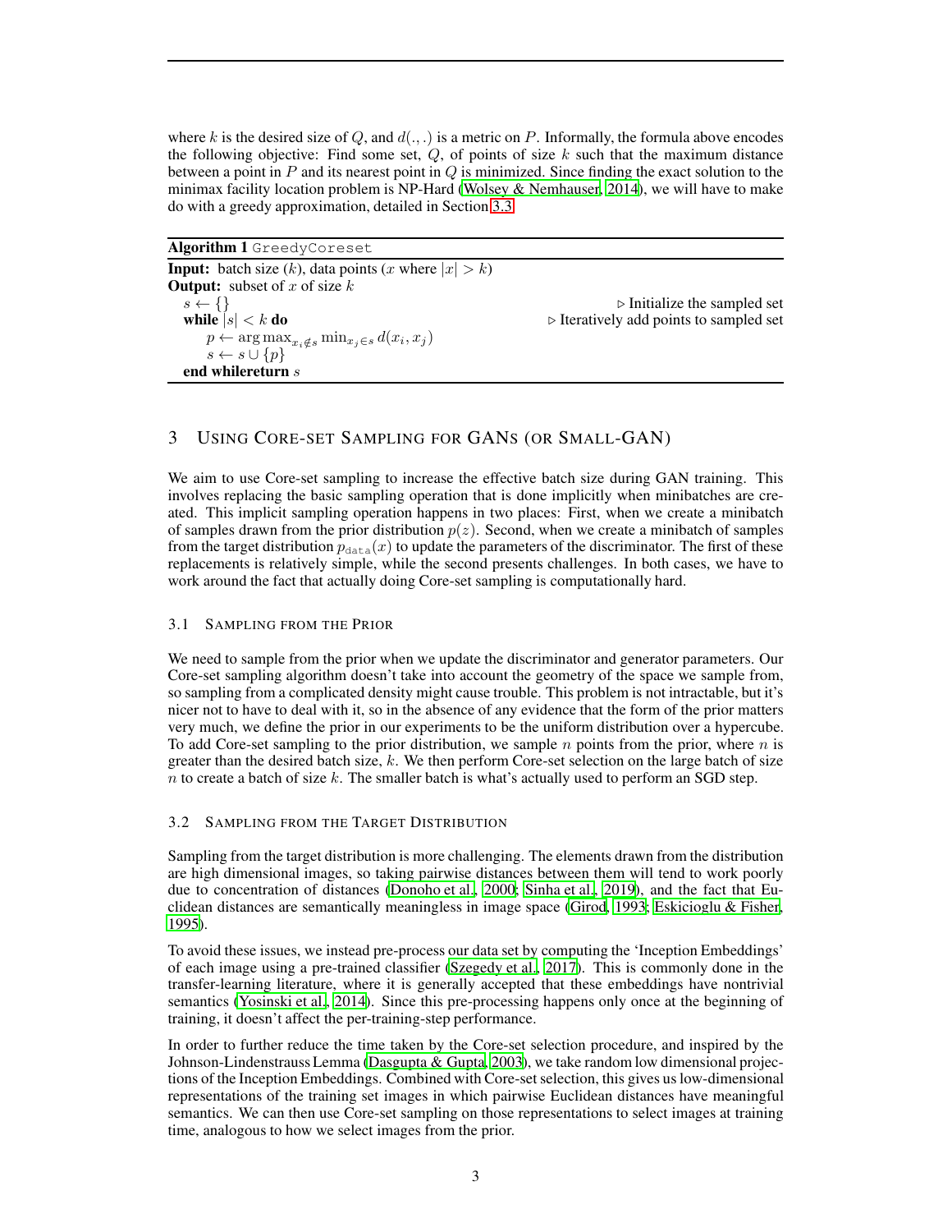where $k$ is the desired size of $Q$, and $d(.,.)$ is a metric on $P$. Informally, the formula above encodes the following objective: Find some set, $Q$, of points of size $k$ such that the maximum distance between a point in $P$ and its nearest point in $Q$ is minimized. Since finding the exact solution to the minimax facility location problem is NP-Hard (Wolsey & Nemhauser, 2014), we will have to make do with a greedy approximation, detailed in Section 3.3.

---

**Algorithm 1** `GreedyCoreset`

---

**Input:** batch size ($k$), data points ($x$ where $|x| > k$)
**Output:** subset of $x$ of size $k$

$s \leftarrow \{\}$ ▷ Initialize the sampled set
**while** $|s| < k$ **do** ▷ Iteratively add points to sampled set
  $p \leftarrow \arg\max_{x_i \notin s} \min_{x_j \in s} d(x_i, x_j)$
  $s \leftarrow s \cup \{p\}$
**end whilereturn** $s$

---

## 3 Using Core-set Sampling for GANs (or Small-GAN)

We aim to use Core-set sampling to increase the effective batch size during GAN training. This involves replacing the basic sampling operation that is done implicitly when minibatches are created. This implicit sampling operation happens in two places: First, when we create a minibatch of samples drawn from the prior distribution $p(z)$. Second, when we create a minibatch of samples from the target distribution $p_{\mathrm{data}}(x)$ to update the parameters of the discriminator. The first of these replacements is relatively simple, while the second presents challenges. In both cases, we have to work around the fact that actually doing Core-set sampling is computationally hard.

### 3.1 Sampling from the Prior

We need to sample from the prior when we update the discriminator and generator parameters. Our Core-set sampling algorithm doesn't take into account the geometry of the space we sample from, so sampling from a complicated density might cause trouble. This problem is not intractable, but it's nicer not to have to deal with it, so in the absence of any evidence that the form of the prior matters very much, we define the prior in our experiments to be the uniform distribution over a hypercube. To add Core-set sampling to the prior distribution, we sample $n$ points from the prior, where $n$ is greater than the desired batch size, $k$. We then perform Core-set selection on the large batch of size $n$ to create a batch of size $k$. The smaller batch is what's actually used to perform an SGD step.

### 3.2 Sampling from the Target Distribution

Sampling from the target distribution is more challenging. The elements drawn from the distribution are high dimensional images, so taking pairwise distances between them will tend to work poorly due to concentration of distances (Donoho et al., 2000; Sinha et al., 2019), and the fact that Euclidean distances are semantically meaningless in image space (Girod, 1993; Eskicioglu & Fisher, 1995).

To avoid these issues, we instead pre-process our data set by computing the 'Inception Embeddings' of each image using a pre-trained classifier (Szegedy et al., 2017). This is commonly done in the transfer-learning literature, where it is generally accepted that these embeddings have nontrivial semantics (Yosinski et al., 2014). Since this pre-processing happens only once at the beginning of training, it doesn't affect the per-training-step performance.

In order to further reduce the time taken by the Core-set selection procedure, and inspired by the Johnson-Lindenstrauss Lemma (Dasgupta & Gupta, 2003), we take random low dimensional projections of the Inception Embeddings. Combined with Core-set selection, this gives us low-dimensional representations of the training set images in which pairwise Euclidean distances have meaningful semantics. We can then use Core-set sampling on those representations to select images at training time, analogous to how we select images from the prior.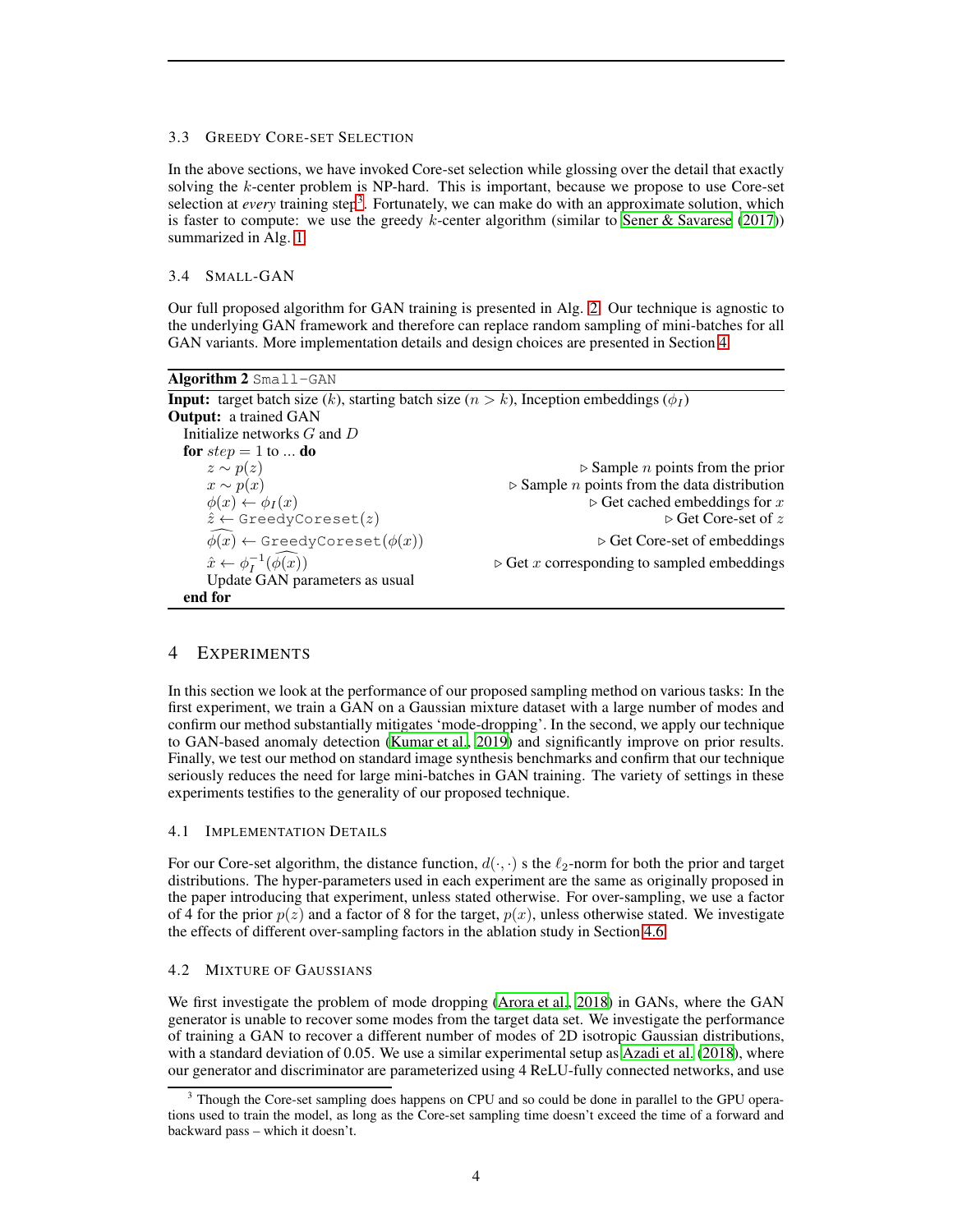### 3.3 Greedy Core-set Selection

In the above sections, we have invoked Core-set selection while glossing over the detail that exactly solving the $k$-center problem is NP-hard. This is important, because we propose to use Core-set selection at *every* training step[3]. Fortunately, we can make do with an approximate solution, which is faster to compute: we use the greedy $k$-center algorithm (similar to Sener & Savarese (2017)) summarized in Alg. 1.

### 3.4 Small-GAN

Our full proposed algorithm for GAN training is presented in Alg. 2. Our technique is agnostic to the underlying GAN framework and therefore can replace random sampling of mini-batches for all GAN variants. More implementation details and design choices are presented in Section 4.

**Algorithm 2** `Small-GAN`

**Input:** target batch size ($k$), starting batch size ($n > k$), Inception embeddings ($\phi_I$)
**Output:** a trained GAN

```
Initialize networks G and D
for step = 1 to ... do
    z ~ p(z)                          ▷ Sample n points from the prior
    x ~ p(x)                          ▷ Sample n points from the data distribution
    φ(x) ← φ_I(x)                     ▷ Get cached embeddings for x
    ẑ ← GreedyCoreset(z)              ▷ Get Core-set of z
    φ̂(x) ← GreedyCoreset(φ(x))        ▷ Get Core-set of embeddings
    x̂ ← φ_I^{-1}(φ̂(x))                ▷ Get x corresponding to sampled embeddings
    Update GAN parameters as usual
end for
```

## 4 Experiments

In this section we look at the performance of our proposed sampling method on various tasks: In the first experiment, we train a GAN on a Gaussian mixture dataset with a large number of modes and confirm our method substantially mitigates 'mode-dropping'. In the second, we apply our technique to GAN-based anomaly detection (Kumar et al., 2019) and significantly improve on prior results. Finally, we test our method on standard image synthesis benchmarks and confirm that our technique seriously reduces the need for large mini-batches in GAN training. The variety of settings in these experiments testifies to the generality of our proposed technique.

### 4.1 Implementation Details

For our Core-set algorithm, the distance function, $d(\cdot, \cdot)$ s the $\ell_2$-norm for both the prior and target distributions. The hyper-parameters used in each experiment are the same as originally proposed in the paper introducing that experiment, unless stated otherwise. For over-sampling, we use a factor of 4 for the prior $p(z)$ and a factor of 8 for the target, $p(x)$, unless otherwise stated. We investigate the effects of different over-sampling factors in the ablation study in Section 4.6.

### 4.2 Mixture of Gaussians

We first investigate the problem of mode dropping (Arora et al., 2018) in GANs, where the GAN generator is unable to recover some modes from the target data set. We investigate the performance of training a GAN to recover a different number of modes of 2D isotropic Gaussian distributions, with a standard deviation of 0.05. We use a similar experimental setup as Azadi et al. (2018), where our generator and discriminator are parameterized using 4 ReLU-fully connected networks, and use

[3] Though the Core-set sampling does happens on CPU and so could be done in parallel to the GPU operations used to train the model, as long as the Core-set sampling time doesn't exceed the time of a forward and backward pass – which it doesn't.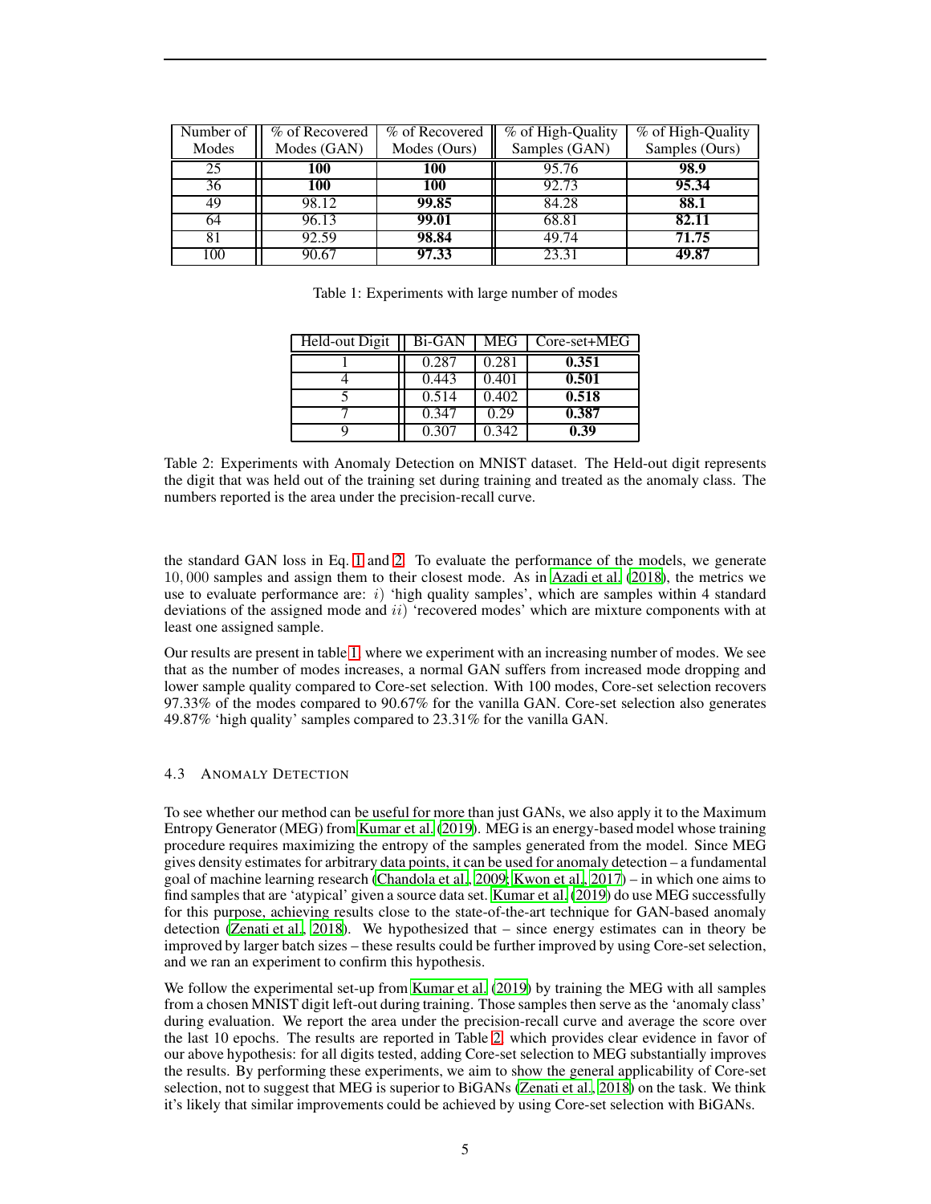| Number of Modes | % of Recovered Modes (GAN) | % of Recovered Modes (Ours) | % of High-Quality Samples (GAN) | % of High-Quality Samples (Ours) |
|---|---|---|---|---|
| 25 | **100** | **100** | 95.76 | **98.9** |
| 36 | **100** | **100** | 92.73 | **95.34** |
| 49 | 98.12 | **99.85** | 84.28 | **88.1** |
| 64 | 96.13 | **99.01** | 68.81 | **82.11** |
| 81 | 92.59 | **98.84** | 49.74 | **71.75** |
| 100 | 90.67 | **97.33** | 23.31 | **49.87** |

Table 1: Experiments with large number of modes

| Held-out Digit | Bi-GAN | MEG | Core-set+MEG |
|---|---|---|---|
| 1 | 0.287 | 0.281 | **0.351** |
| 4 | 0.443 | 0.401 | **0.501** |
| 5 | 0.514 | 0.402 | **0.518** |
| 7 | 0.347 | 0.29 | **0.387** |
| 9 | 0.307 | 0.342 | **0.39** |

Table 2: Experiments with Anomaly Detection on MNIST dataset. The Held-out digit represents the digit that was held out of the training set during training and treated as the anomaly class. The numbers reported is the area under the precision-recall curve.

the standard GAN loss in Eq. 1 and 2. To evaluate the performance of the models, we generate $10,000$ samples and assign them to their closest mode. As in Azadi et al. (2018), the metrics we use to evaluate performance are: $i)$ 'high quality samples', which are samples within 4 standard deviations of the assigned mode and $ii)$ 'recovered modes' which are mixture components with at least one assigned sample.

Our results are present in table 1, where we experiment with an increasing number of modes. We see that as the number of modes increases, a normal GAN suffers from increased mode dropping and lower sample quality compared to Core-set selection. With 100 modes, Core-set selection recovers 97.33% of the modes compared to 90.67% for the vanilla GAN. Core-set selection also generates 49.87% 'high quality' samples compared to 23.31% for the vanilla GAN.

### 4.3 Anomaly Detection

To see whether our method can be useful for more than just GANs, we also apply it to the Maximum Entropy Generator (MEG) from Kumar et al. (2019). MEG is an energy-based model whose training procedure requires maximizing the entropy of the samples generated from the model. Since MEG gives density estimates for arbitrary data points, it can be used for anomaly detection – a fundamental goal of machine learning research (Chandola et al., 2009; Kwon et al., 2017) – in which one aims to find samples that are 'atypical' given a source data set. Kumar et al. (2019) do use MEG successfully for this purpose, achieving results close to the state-of-the-art technique for GAN-based anomaly detection (Zenati et al., 2018). We hypothesized that – since energy estimates can in theory be improved by larger batch sizes – these results could be further improved by using Core-set selection, and we ran an experiment to confirm this hypothesis.

We follow the experimental set-up from Kumar et al. (2019) by training the MEG with all samples from a chosen MNIST digit left-out during training. Those samples then serve as the 'anomaly class' during evaluation. We report the area under the precision-recall curve and average the score over the last 10 epochs. The results are reported in Table 2, which provides clear evidence in favor of our above hypothesis: for all digits tested, adding Core-set selection to MEG substantially improves the results. By performing these experiments, we aim to show the general applicability of Core-set selection, not to suggest that MEG is superior to BiGANs (Zenati et al., 2018) on the task. We think it's likely that similar improvements could be achieved by using Core-set selection with BiGANs.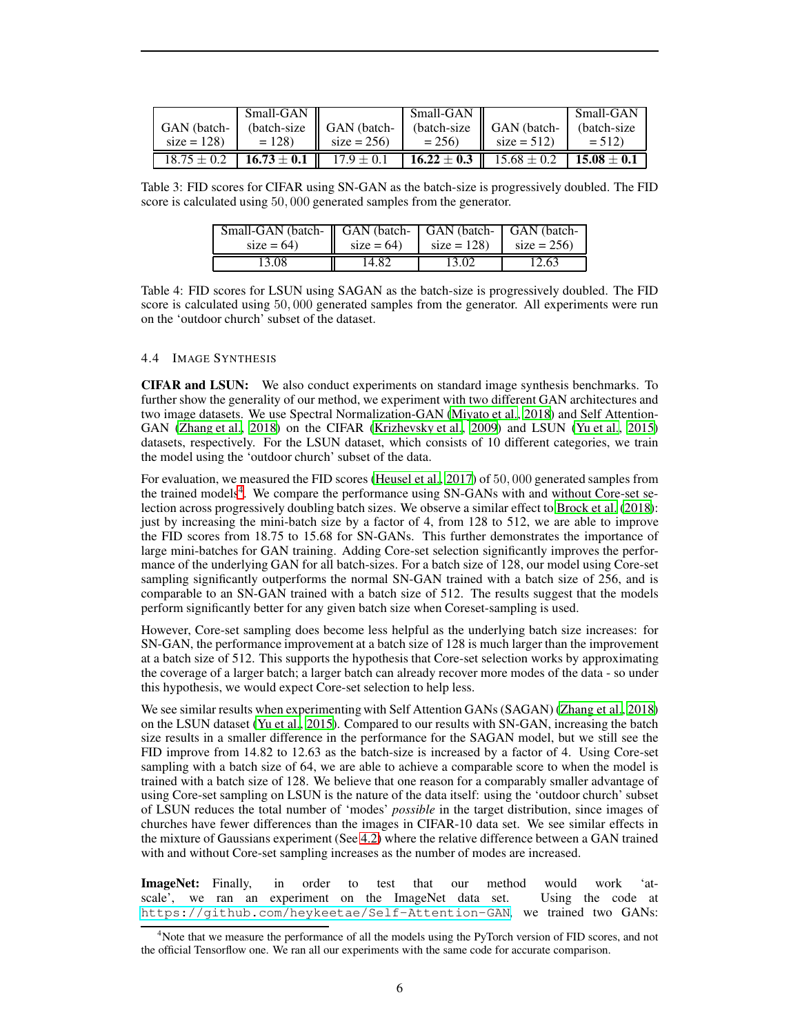| GAN (batch-size = 128) | Small-GAN (batch-size = 128) | GAN (batch-size = 256) | Small-GAN (batch-size = 256) | GAN (batch-size = 512) | Small-GAN (batch-size = 512) |
|---|---|---|---|---|---|
| $18.75 \pm 0.2$ | $\mathbf{16.73 \pm 0.1}$ | $17.9 \pm 0.1$ | $\mathbf{16.22 \pm 0.3}$ | $15.68 \pm 0.2$ | $\mathbf{15.08 \pm 0.1}$ |

Table 3: FID scores for CIFAR using SN-GAN as the batch-size is progressively doubled. The FID score is calculated using $50,000$ generated samples from the generator.

| Small-GAN (batch-size = 64) | GAN (batch-size = 64) | GAN (batch-size = 128) | GAN (batch-size = 256) |
|---|---|---|---|
| 13.08 | 14.82 | 13.02 | 12.63 |

Table 4: FID scores for LSUN using SAGAN as the batch-size is progressively doubled. The FID score is calculated using $50,000$ generated samples from the generator. All experiments were run on the 'outdoor church' subset of the dataset.

### 4.4 Image Synthesis

**CIFAR and LSUN:** We also conduct experiments on standard image synthesis benchmarks. To further show the generality of our method, we experiment with two different GAN architectures and two image datasets. We use Spectral Normalization-GAN (Miyato et al., 2018) and Self Attention-GAN (Zhang et al., 2018) on the CIFAR (Krizhevsky et al., 2009) and LSUN (Yu et al., 2015) datasets, respectively. For the LSUN dataset, which consists of 10 different categories, we train the model using the 'outdoor church' subset of the data.

For evaluation, we measured the FID scores (Heusel et al., 2017) of $50,000$ generated samples from the trained models[4]. We compare the performance using SN-GANs with and without Core-set selection across progressively doubling batch sizes. We observe a similar effect to Brock et al. (2018): just by increasing the mini-batch size by a factor of 4, from 128 to 512, we are able to improve the FID scores from 18.75 to 15.68 for SN-GANs. This further demonstrates the importance of large mini-batches for GAN training. Adding Core-set selection significantly improves the performance of the underlying GAN for all batch-sizes. For a batch size of 128, our model using Core-set sampling significantly outperforms the normal SN-GAN trained with a batch size of 256, and is comparable to an SN-GAN trained with a batch size of 512. The results suggest that the models perform significantly better for any given batch size when Coreset-sampling is used.

However, Core-set sampling does become less helpful as the underlying batch size increases: for SN-GAN, the performance improvement at a batch size of 128 is much larger than the improvement at a batch size of 512. This supports the hypothesis that Core-set selection works by approximating the coverage of a larger batch; a larger batch can already recover more modes of the data - so under this hypothesis, we would expect Core-set selection to help less.

We see similar results when experimenting with Self Attention GANs (SAGAN) (Zhang et al., 2018) on the LSUN dataset (Yu et al., 2015). Compared to our results with SN-GAN, increasing the batch size results in a smaller difference in the performance for the SAGAN model, but we still see the FID improve from 14.82 to 12.63 as the batch-size is increased by a factor of 4. Using Core-set sampling with a batch size of 64, we are able to achieve a comparable score to when the model is trained with a batch size of 128. We believe that one reason for a comparably smaller advantage of using Core-set sampling on LSUN is the nature of the data itself: using the 'outdoor church' subset of LSUN reduces the total number of 'modes' *possible* in the target distribution, since images of churches have fewer differences than the images in CIFAR-10 data set. We see similar effects in the mixture of Gaussians experiment (See 4.2) where the relative difference between a GAN trained with and without Core-set sampling increases as the number of modes are increased.

**ImageNet:** Finally, in order to test that our method would work 'at-scale', we ran an experiment on the ImageNet data set. Using the code at `https://github.com/heykeetae/Self-Attention-GAN`, we trained two GANs:

[4] Note that we measure the performance of all the models using the PyTorch version of FID scores, and not the official Tensorflow one. We ran all our experiments with the same code for accurate comparison.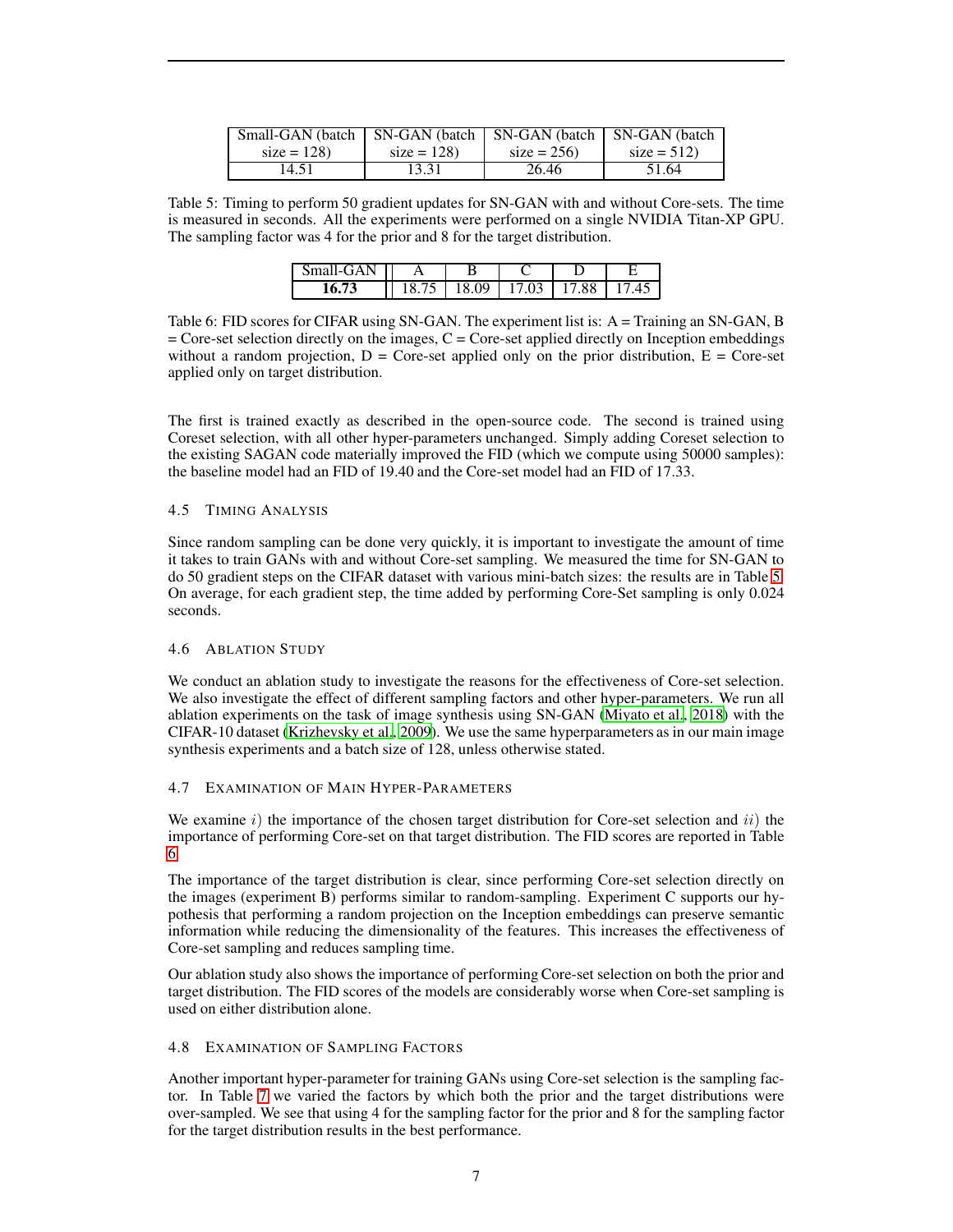| Small-GAN (batch size = 128) | SN-GAN (batch size = 128) | SN-GAN (batch size = 256) | SN-GAN (batch size = 512) |
|---|---|---|---|
| 14.51 | 13.31 | 26.46 | 51.64 |

Table 5: Timing to perform 50 gradient updates for SN-GAN with and without Core-sets. The time is measured in seconds. All the experiments were performed on a single NVIDIA Titan-XP GPU. The sampling factor was 4 for the prior and 8 for the target distribution.

| Small-GAN | A | B | C | D | E |
|---|---|---|---|---|---|
| **16.73** | 18.75 | 18.09 | 17.03 | 17.88 | 17.45 |

Table 6: FID scores for CIFAR using SN-GAN. The experiment list is: A = Training an SN-GAN, B = Core-set selection directly on the images, C = Core-set applied directly on Inception embeddings without a random projection, D = Core-set applied only on the prior distribution, E = Core-set applied only on target distribution.

The first is trained exactly as described in the open-source code. The second is trained using Coreset selection, with all other hyper-parameters unchanged. Simply adding Coreset selection to the existing SAGAN code materially improved the FID (which we compute using 50000 samples): the baseline model had an FID of 19.40 and the Core-set model had an FID of 17.33.

### 4.5 Timing Analysis

Since random sampling can be done very quickly, it is important to investigate the amount of time it takes to train GANs with and without Core-set sampling. We measured the time for SN-GAN to do 50 gradient steps on the CIFAR dataset with various mini-batch sizes: the results are in Table 5. On average, for each gradient step, the time added by performing Core-Set sampling is only 0.024 seconds.

### 4.6 Ablation Study

We conduct an ablation study to investigate the reasons for the effectiveness of Core-set selection. We also investigate the effect of different sampling factors and other hyper-parameters. We run all ablation experiments on the task of image synthesis using SN-GAN (Miyato et al., 2018) with the CIFAR-10 dataset (Krizhevsky et al., 2009). We use the same hyperparameters as in our main image synthesis experiments and a batch size of 128, unless otherwise stated.

### 4.7 Examination of Main Hyper-Parameters

We examine $i)$ the importance of the chosen target distribution for Core-set selection and $ii)$ the importance of performing Core-set on that target distribution. The FID scores are reported in Table 6.

The importance of the target distribution is clear, since performing Core-set selection directly on the images (experiment B) performs similar to random-sampling. Experiment C supports our hypothesis that performing a random projection on the Inception embeddings can preserve semantic information while reducing the dimensionality of the features. This increases the effectiveness of Core-set sampling and reduces sampling time.

Our ablation study also shows the importance of performing Core-set selection on both the prior and target distribution. The FID scores of the models are considerably worse when Core-set sampling is used on either distribution alone.

### 4.8 Examination of Sampling Factors

Another important hyper-parameter for training GANs using Core-set selection is the sampling factor. In Table 7 we varied the factors by which both the prior and the target distributions were over-sampled. We see that using 4 for the sampling factor for the prior and 8 for the sampling factor for the target distribution results in the best performance.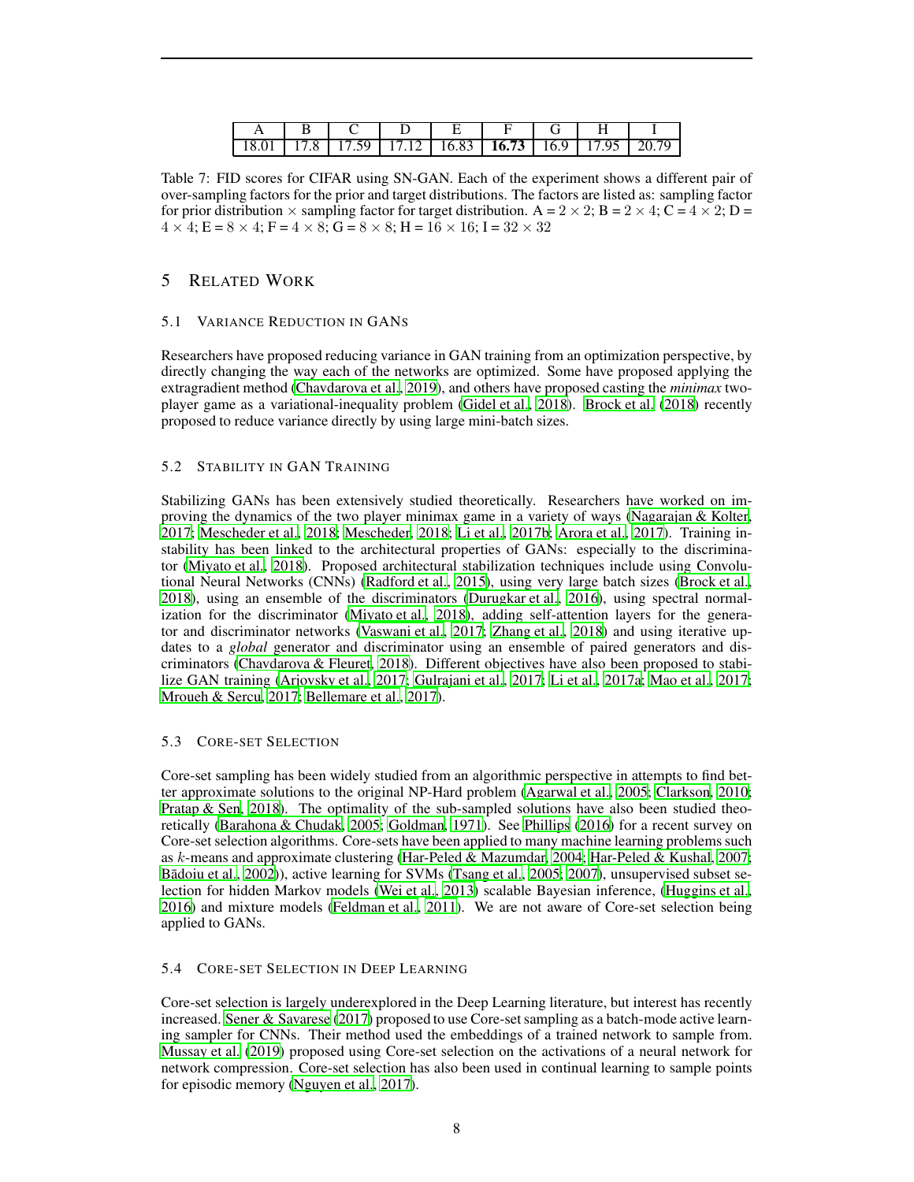| A | B | C | D | E | F | G | H | I |
|---|---|---|---|---|---|---|---|---|
| 18.01 | 17.8 | 17.59 | 17.12 | 16.83 | **16.73** | 16.9 | 17.95 | 20.79 |

Table 7: FID scores for CIFAR using SN-GAN. Each of the experiment shows a different pair of over-sampling factors for the prior and target distributions. The factors are listed as: sampling factor for prior distribution $\times$ sampling factor for target distribution. A = $2 \times 2$; B = $2 \times 4$; C = $4 \times 2$; D = $4 \times 4$; E = $8 \times 4$; F = $4 \times 8$; G = $8 \times 8$; H = $16 \times 16$; I = $32 \times 32$

# 5 Related Work

## 5.1 Variance Reduction in GANs

Researchers have proposed reducing variance in GAN training from an optimization perspective, by directly changing the way each of the networks are optimized. Some have proposed applying the extragradient method (Chavdarova et al., 2019), and others have proposed casting the *minimax* two-player game as a variational-inequality problem (Gidel et al., 2018). Brock et al. (2018) recently proposed to reduce variance directly by using large mini-batch sizes.

## 5.2 Stability in GAN Training

Stabilizing GANs has been extensively studied theoretically. Researchers have worked on improving the dynamics of the two player minimax game in a variety of ways (Nagarajan & Kolter, 2017; Mescheder et al., 2018; Mescheder, 2018; Li et al., 2017b; Arora et al., 2017). Training instability has been linked to the architectural properties of GANs: especially to the discriminator (Miyato et al., 2018). Proposed architectural stabilization techniques include using Convolutional Neural Networks (CNNs) (Radford et al., 2015), using very large batch sizes (Brock et al., 2018), using an ensemble of the discriminators (Durugkar et al., 2016), using spectral normalization for the discriminator (Miyato et al., 2018), adding self-attention layers for the generator and discriminator networks (Vaswani et al., 2017; Zhang et al., 2018) and using iterative updates to a *global* generator and discriminator using an ensemble of paired generators and discriminators (Chavdarova & Fleuret, 2018). Different objectives have also been proposed to stabilize GAN training (Arjovsky et al., 2017; Gulrajani et al., 2017; Li et al., 2017a; Mao et al., 2017; Mroueh & Sercu, 2017; Bellemare et al., 2017).

## 5.3 Core-set Selection

Core-set sampling has been widely studied from an algorithmic perspective in attempts to find better approximate solutions to the original NP-Hard problem (Agarwal et al., 2005; Clarkson, 2010; Pratap & Sen, 2018). The optimality of the sub-sampled solutions have also been studied theoretically (Barahona & Chudak, 2005; Goldman, 1971). See Phillips (2016) for a recent survey on Core-set selection algorithms. Core-sets have been applied to many machine learning problems such as $k$-means and approximate clustering (Har-Peled & Mazumdar, 2004; Har-Peled & Kushal, 2007; Bādoiu et al., 2002)), active learning for SVMs (Tsang et al., 2005; 2007), unsupervised subset selection for hidden Markov models (Wei et al., 2013) scalable Bayesian inference, (Huggins et al., 2016) and mixture models (Feldman et al., 2011). We are not aware of Core-set selection being applied to GANs.

## 5.4 Core-set Selection in Deep Learning

Core-set selection is largely underexplored in the Deep Learning literature, but interest has recently increased. Sener & Savarese (2017) proposed to use Core-set sampling as a batch-mode active learning sampler for CNNs. Their method used the embeddings of a trained network to sample from. Mussay et al. (2019) proposed using Core-set selection on the activations of a neural network for network compression. Core-set selection has also been used in continual learning to sample points for episodic memory (Nguyen et al., 2017).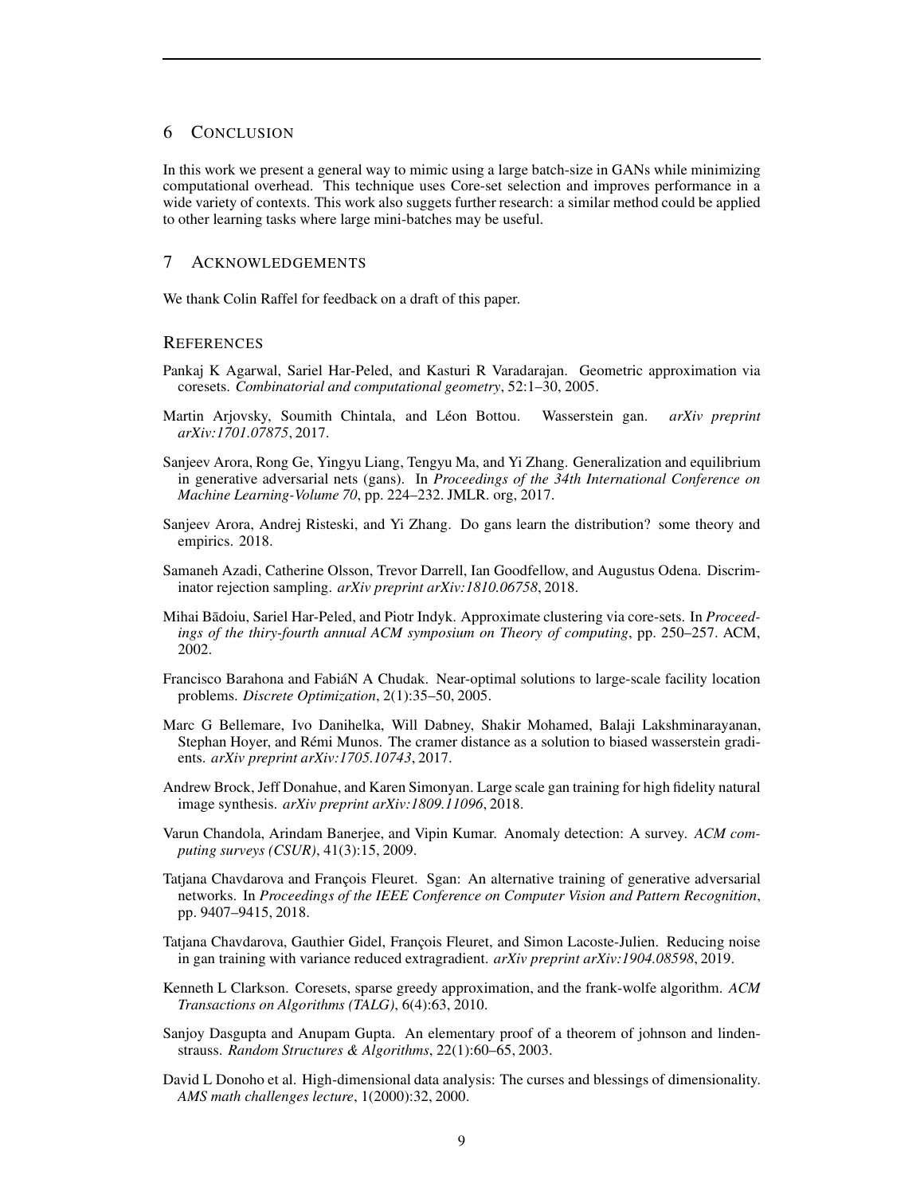## 6 CONCLUSION

In this work we present a general way to mimic using a large batch-size in GANs while minimizing computational overhead. This technique uses Core-set selection and improves performance in a wide variety of contexts. This work also suggets further research: a similar method could be applied to other learning tasks where large mini-batches may be useful.

## 7 ACKNOWLEDGEMENTS

We thank Colin Raffel for feedback on a draft of this paper.

## REFERENCES

Pankaj K Agarwal, Sariel Har-Peled, and Kasturi R Varadarajan. Geometric approximation via coresets. *Combinatorial and computational geometry*, 52:1–30, 2005.

Martin Arjovsky, Soumith Chintala, and Léon Bottou. Wasserstein gan. *arXiv preprint arXiv:1701.07875*, 2017.

Sanjeev Arora, Rong Ge, Yingyu Liang, Tengyu Ma, and Yi Zhang. Generalization and equilibrium in generative adversarial nets (gans). In *Proceedings of the 34th International Conference on Machine Learning-Volume 70*, pp. 224–232. JMLR. org, 2017.

Sanjeev Arora, Andrej Risteski, and Yi Zhang. Do gans learn the distribution? some theory and empirics. 2018.

Samaneh Azadi, Catherine Olsson, Trevor Darrell, Ian Goodfellow, and Augustus Odena. Discriminator rejection sampling. *arXiv preprint arXiv:1810.06758*, 2018.

Mihai Bādoiu, Sariel Har-Peled, and Piotr Indyk. Approximate clustering via core-sets. In *Proceedings of the thiry-fourth annual ACM symposium on Theory of computing*, pp. 250–257. ACM, 2002.

Francisco Barahona and FabiáN A Chudak. Near-optimal solutions to large-scale facility location problems. *Discrete Optimization*, 2(1):35–50, 2005.

Marc G Bellemare, Ivo Danihelka, Will Dabney, Shakir Mohamed, Balaji Lakshminarayanan, Stephan Hoyer, and Rémi Munos. The cramer distance as a solution to biased wasserstein gradients. *arXiv preprint arXiv:1705.10743*, 2017.

Andrew Brock, Jeff Donahue, and Karen Simonyan. Large scale gan training for high fidelity natural image synthesis. *arXiv preprint arXiv:1809.11096*, 2018.

Varun Chandola, Arindam Banerjee, and Vipin Kumar. Anomaly detection: A survey. *ACM computing surveys (CSUR)*, 41(3):15, 2009.

Tatjana Chavdarova and François Fleuret. Sgan: An alternative training of generative adversarial networks. In *Proceedings of the IEEE Conference on Computer Vision and Pattern Recognition*, pp. 9407–9415, 2018.

Tatjana Chavdarova, Gauthier Gidel, François Fleuret, and Simon Lacoste-Julien. Reducing noise in gan training with variance reduced extragradient. *arXiv preprint arXiv:1904.08598*, 2019.

Kenneth L Clarkson. Coresets, sparse greedy approximation, and the frank-wolfe algorithm. *ACM Transactions on Algorithms (TALG)*, 6(4):63, 2010.

Sanjoy Dasgupta and Anupam Gupta. An elementary proof of a theorem of johnson and lindenstrauss. *Random Structures & Algorithms*, 22(1):60–65, 2003.

David L Donoho et al. High-dimensional data analysis: The curses and blessings of dimensionality. *AMS math challenges lecture*, 1(2000):32, 2000.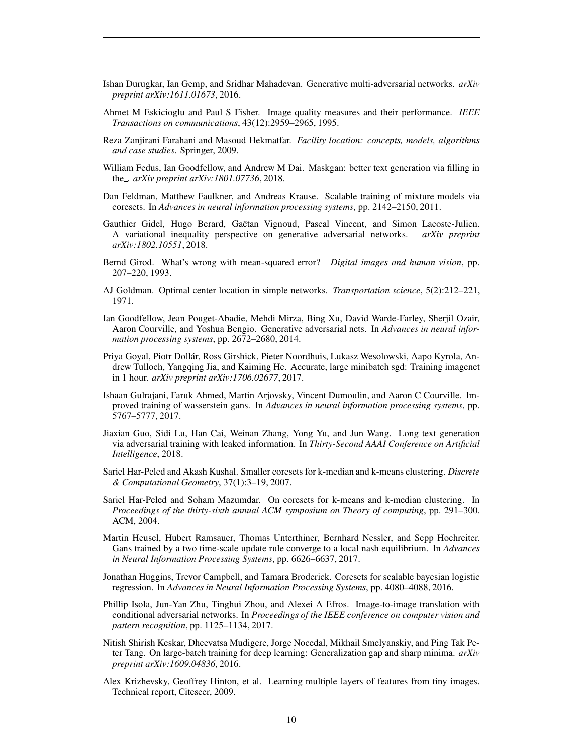Ishan Durugkar, Ian Gemp, and Sridhar Mahadevan. Generative multi-adversarial networks. *arXiv preprint arXiv:1611.01673*, 2016.

Ahmet M Eskicioglu and Paul S Fisher. Image quality measures and their performance. *IEEE Transactions on communications*, 43(12):2959–2965, 1995.

Reza Zanjirani Farahani and Masoud Hekmatfar. *Facility location: concepts, models, algorithms and case studies*. Springer, 2009.

William Fedus, Ian Goodfellow, and Andrew M Dai. Maskgan: better text generation via filling in the_. *arXiv preprint arXiv:1801.07736*, 2018.

Dan Feldman, Matthew Faulkner, and Andreas Krause. Scalable training of mixture models via coresets. In *Advances in neural information processing systems*, pp. 2142–2150, 2011.

Gauthier Gidel, Hugo Berard, Gaëtan Vignoud, Pascal Vincent, and Simon Lacoste-Julien. A variational inequality perspective on generative adversarial networks. *arXiv preprint arXiv:1802.10551*, 2018.

Bernd Girod. What's wrong with mean-squared error? *Digital images and human vision*, pp. 207–220, 1993.

AJ Goldman. Optimal center location in simple networks. *Transportation science*, 5(2):212–221, 1971.

Ian Goodfellow, Jean Pouget-Abadie, Mehdi Mirza, Bing Xu, David Warde-Farley, Sherjil Ozair, Aaron Courville, and Yoshua Bengio. Generative adversarial nets. In *Advances in neural information processing systems*, pp. 2672–2680, 2014.

Priya Goyal, Piotr Dollár, Ross Girshick, Pieter Noordhuis, Lukasz Wesolowski, Aapo Kyrola, Andrew Tulloch, Yangqing Jia, and Kaiming He. Accurate, large minibatch sgd: Training imagenet in 1 hour. *arXiv preprint arXiv:1706.02677*, 2017.

Ishaan Gulrajani, Faruk Ahmed, Martin Arjovsky, Vincent Dumoulin, and Aaron C Courville. Improved training of wasserstein gans. In *Advances in neural information processing systems*, pp. 5767–5777, 2017.

Jiaxian Guo, Sidi Lu, Han Cai, Weinan Zhang, Yong Yu, and Jun Wang. Long text generation via adversarial training with leaked information. In *Thirty-Second AAAI Conference on Artificial Intelligence*, 2018.

Sariel Har-Peled and Akash Kushal. Smaller coresets for k-median and k-means clustering. *Discrete & Computational Geometry*, 37(1):3–19, 2007.

Sariel Har-Peled and Soham Mazumdar. On coresets for k-means and k-median clustering. In *Proceedings of the thirty-sixth annual ACM symposium on Theory of computing*, pp. 291–300. ACM, 2004.

Martin Heusel, Hubert Ramsauer, Thomas Unterthiner, Bernhard Nessler, and Sepp Hochreiter. Gans trained by a two time-scale update rule converge to a local nash equilibrium. In *Advances in Neural Information Processing Systems*, pp. 6626–6637, 2017.

Jonathan Huggins, Trevor Campbell, and Tamara Broderick. Coresets for scalable bayesian logistic regression. In *Advances in Neural Information Processing Systems*, pp. 4080–4088, 2016.

Phillip Isola, Jun-Yan Zhu, Tinghui Zhou, and Alexei A Efros. Image-to-image translation with conditional adversarial networks. In *Proceedings of the IEEE conference on computer vision and pattern recognition*, pp. 1125–1134, 2017.

Nitish Shirish Keskar, Dheevatsa Mudigere, Jorge Nocedal, Mikhail Smelyanskiy, and Ping Tak Peter Tang. On large-batch training for deep learning: Generalization gap and sharp minima. *arXiv preprint arXiv:1609.04836*, 2016.

Alex Krizhevsky, Geoffrey Hinton, et al. Learning multiple layers of features from tiny images. Technical report, Citeseer, 2009.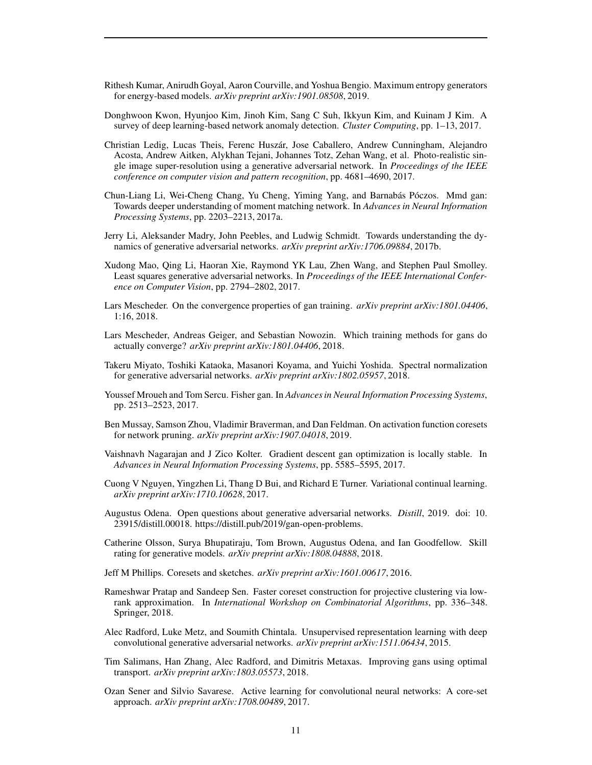Rithesh Kumar, Anirudh Goyal, Aaron Courville, and Yoshua Bengio. Maximum entropy generators for energy-based models. *arXiv preprint arXiv:1901.08508*, 2019.

Donghwoon Kwon, Hyunjoo Kim, Jinoh Kim, Sang C Suh, Ikkyun Kim, and Kuinam J Kim. A survey of deep learning-based network anomaly detection. *Cluster Computing*, pp. 1–13, 2017.

Christian Ledig, Lucas Theis, Ferenc Huszár, Jose Caballero, Andrew Cunningham, Alejandro Acosta, Andrew Aitken, Alykhan Tejani, Johannes Totz, Zehan Wang, et al. Photo-realistic single image super-resolution using a generative adversarial network. In *Proceedings of the IEEE conference on computer vision and pattern recognition*, pp. 4681–4690, 2017.

Chun-Liang Li, Wei-Cheng Chang, Yu Cheng, Yiming Yang, and Barnabás Póczos. Mmd gan: Towards deeper understanding of moment matching network. In *Advances in Neural Information Processing Systems*, pp. 2203–2213, 2017a.

Jerry Li, Aleksander Madry, John Peebles, and Ludwig Schmidt. Towards understanding the dynamics of generative adversarial networks. *arXiv preprint arXiv:1706.09884*, 2017b.

Xudong Mao, Qing Li, Haoran Xie, Raymond YK Lau, Zhen Wang, and Stephen Paul Smolley. Least squares generative adversarial networks. In *Proceedings of the IEEE International Conference on Computer Vision*, pp. 2794–2802, 2017.

Lars Mescheder. On the convergence properties of gan training. *arXiv preprint arXiv:1801.04406*, 1:16, 2018.

Lars Mescheder, Andreas Geiger, and Sebastian Nowozin. Which training methods for gans do actually converge? *arXiv preprint arXiv:1801.04406*, 2018.

Takeru Miyato, Toshiki Kataoka, Masanori Koyama, and Yuichi Yoshida. Spectral normalization for generative adversarial networks. *arXiv preprint arXiv:1802.05957*, 2018.

Youssef Mroueh and Tom Sercu. Fisher gan. In *Advances in Neural Information Processing Systems*, pp. 2513–2523, 2017.

Ben Mussay, Samson Zhou, Vladimir Braverman, and Dan Feldman. On activation function coresets for network pruning. *arXiv preprint arXiv:1907.04018*, 2019.

Vaishnavh Nagarajan and J Zico Kolter. Gradient descent gan optimization is locally stable. In *Advances in Neural Information Processing Systems*, pp. 5585–5595, 2017.

Cuong V Nguyen, Yingzhen Li, Thang D Bui, and Richard E Turner. Variational continual learning. *arXiv preprint arXiv:1710.10628*, 2017.

Augustus Odena. Open questions about generative adversarial networks. *Distill*, 2019. doi: 10.23915/distill.00018. https://distill.pub/2019/gan-open-problems.

Catherine Olsson, Surya Bhupatiraju, Tom Brown, Augustus Odena, and Ian Goodfellow. Skill rating for generative models. *arXiv preprint arXiv:1808.04888*, 2018.

Jeff M Phillips. Coresets and sketches. *arXiv preprint arXiv:1601.00617*, 2016.

Rameshwar Pratap and Sandeep Sen. Faster coreset construction for projective clustering via low-rank approximation. In *International Workshop on Combinatorial Algorithms*, pp. 336–348. Springer, 2018.

Alec Radford, Luke Metz, and Soumith Chintala. Unsupervised representation learning with deep convolutional generative adversarial networks. *arXiv preprint arXiv:1511.06434*, 2015.

Tim Salimans, Han Zhang, Alec Radford, and Dimitris Metaxas. Improving gans using optimal transport. *arXiv preprint arXiv:1803.05573*, 2018.

Ozan Sener and Silvio Savarese. Active learning for convolutional neural networks: A core-set approach. *arXiv preprint arXiv:1708.00489*, 2017.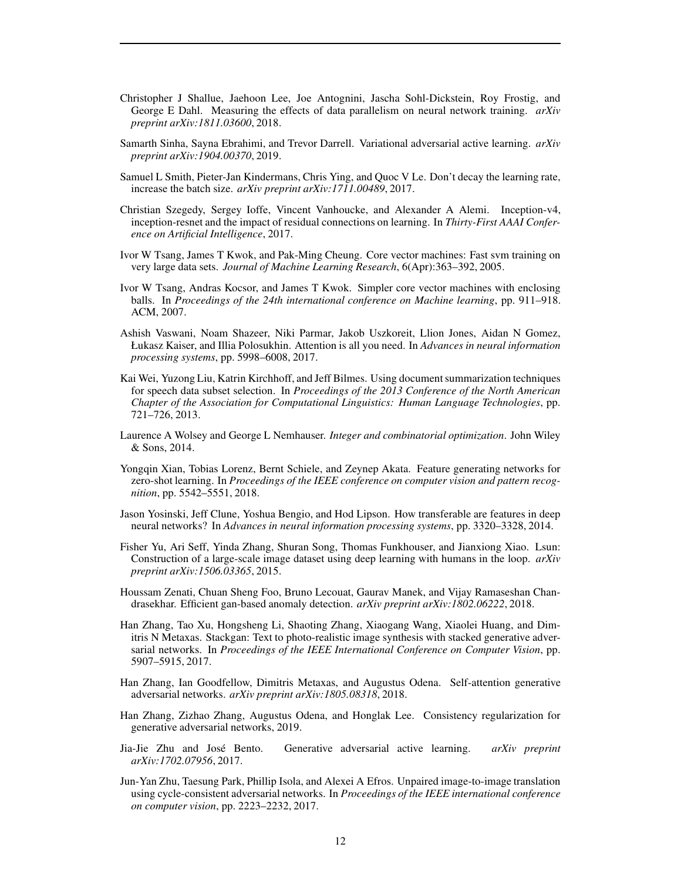Christopher J Shallue, Jaehoon Lee, Joe Antognini, Jascha Sohl-Dickstein, Roy Frostig, and George E Dahl. Measuring the effects of data parallelism on neural network training. *arXiv preprint arXiv:1811.03600*, 2018.

Samarth Sinha, Sayna Ebrahimi, and Trevor Darrell. Variational adversarial active learning. *arXiv preprint arXiv:1904.00370*, 2019.

Samuel L Smith, Pieter-Jan Kindermans, Chris Ying, and Quoc V Le. Don't decay the learning rate, increase the batch size. *arXiv preprint arXiv:1711.00489*, 2017.

Christian Szegedy, Sergey Ioffe, Vincent Vanhoucke, and Alexander A Alemi. Inception-v4, inception-resnet and the impact of residual connections on learning. In *Thirty-First AAAI Conference on Artificial Intelligence*, 2017.

Ivor W Tsang, James T Kwok, and Pak-Ming Cheung. Core vector machines: Fast svm training on very large data sets. *Journal of Machine Learning Research*, 6(Apr):363–392, 2005.

Ivor W Tsang, Andras Kocsor, and James T Kwok. Simpler core vector machines with enclosing balls. In *Proceedings of the 24th international conference on Machine learning*, pp. 911–918. ACM, 2007.

Ashish Vaswani, Noam Shazeer, Niki Parmar, Jakob Uszkoreit, Llion Jones, Aidan N Gomez, Łukasz Kaiser, and Illia Polosukhin. Attention is all you need. In *Advances in neural information processing systems*, pp. 5998–6008, 2017.

Kai Wei, Yuzong Liu, Katrin Kirchhoff, and Jeff Bilmes. Using document summarization techniques for speech data subset selection. In *Proceedings of the 2013 Conference of the North American Chapter of the Association for Computational Linguistics: Human Language Technologies*, pp. 721–726, 2013.

Laurence A Wolsey and George L Nemhauser. *Integer and combinatorial optimization*. John Wiley & Sons, 2014.

Yongqin Xian, Tobias Lorenz, Bernt Schiele, and Zeynep Akata. Feature generating networks for zero-shot learning. In *Proceedings of the IEEE conference on computer vision and pattern recognition*, pp. 5542–5551, 2018.

Jason Yosinski, Jeff Clune, Yoshua Bengio, and Hod Lipson. How transferable are features in deep neural networks? In *Advances in neural information processing systems*, pp. 3320–3328, 2014.

Fisher Yu, Ari Seff, Yinda Zhang, Shuran Song, Thomas Funkhouser, and Jianxiong Xiao. Lsun: Construction of a large-scale image dataset using deep learning with humans in the loop. *arXiv preprint arXiv:1506.03365*, 2015.

Houssam Zenati, Chuan Sheng Foo, Bruno Lecouat, Gaurav Manek, and Vijay Ramaseshan Chandrasekhar. Efficient gan-based anomaly detection. *arXiv preprint arXiv:1802.06222*, 2018.

Han Zhang, Tao Xu, Hongsheng Li, Shaoting Zhang, Xiaogang Wang, Xiaolei Huang, and Dimitris N Metaxas. Stackgan: Text to photo-realistic image synthesis with stacked generative adversarial networks. In *Proceedings of the IEEE International Conference on Computer Vision*, pp. 5907–5915, 2017.

Han Zhang, Ian Goodfellow, Dimitris Metaxas, and Augustus Odena. Self-attention generative adversarial networks. *arXiv preprint arXiv:1805.08318*, 2018.

Han Zhang, Zizhao Zhang, Augustus Odena, and Honglak Lee. Consistency regularization for generative adversarial networks, 2019.

Jia-Jie Zhu and José Bento. Generative adversarial active learning. *arXiv preprint arXiv:1702.07956*, 2017.

Jun-Yan Zhu, Taesung Park, Phillip Isola, and Alexei A Efros. Unpaired image-to-image translation using cycle-consistent adversarial networks. In *Proceedings of the IEEE international conference on computer vision*, pp. 2223–2232, 2017.